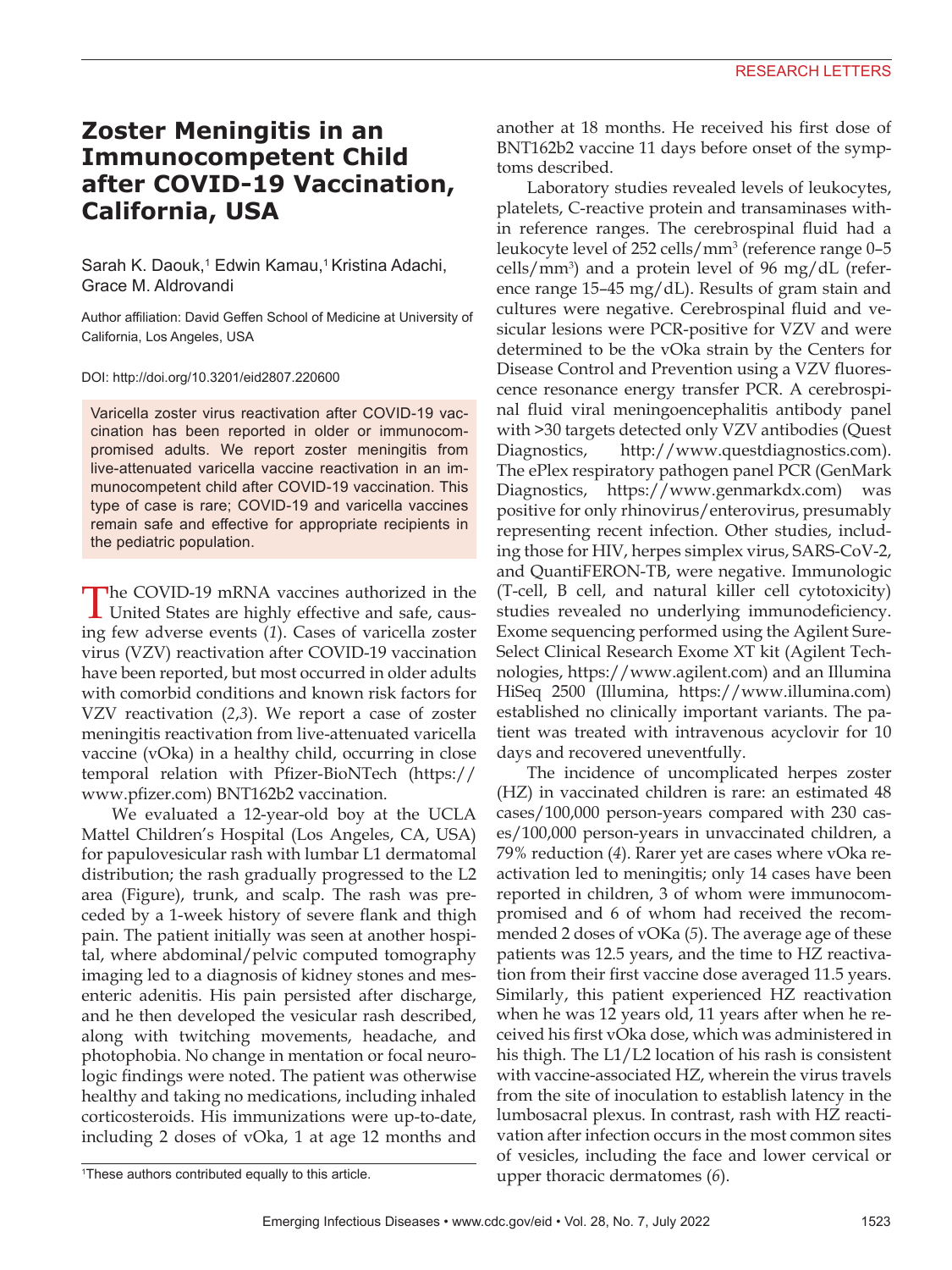# Zoster Meningitis in an Immunocompetent Child after COVID-19 Vaccination, California, USA

Sarah K. Daouk,[1] Edwin Kamau,[1] Kristina Adachi, Grace M. Aldrovandi

Author affiliation: David Geffen School of Medicine at University of California, Los Angeles, USA

DOI: http://doi.org/10.3201/eid2807.220600

Varicella zoster virus reactivation after COVID-19 vaccination has been reported in older or immunocompromised adults. We report zoster meningitis from live-attenuated varicella vaccine reactivation in an immunocompetent child after COVID-19 vaccination. This type of case is rare; COVID-19 and varicella vaccines remain safe and effective for appropriate recipients in the pediatric population.

The COVID-19 mRNA vaccines authorized in the United States are highly effective and safe, causing few adverse events (*1*). Cases of varicella zoster virus (VZV) reactivation after COVID-19 vaccination have been reported, but most occurred in older adults with comorbid conditions and known risk factors for VZV reactivation (*2*,*3*). We report a case of zoster meningitis reactivation from live-attenuated varicella vaccine (vOka) in a healthy child, occurring in close temporal relation with Pfizer-BioNTech (https://www.pfizer.com) BNT162b2 vaccination.

We evaluated a 12-year-old boy at the UCLA Mattel Children's Hospital (Los Angeles, CA, USA) for papulovesicular rash with lumbar L1 dermatomal distribution; the rash gradually progressed to the L2 area (Figure), trunk, and scalp. The rash was preceded by a 1-week history of severe flank and thigh pain. The patient initially was seen at another hospital, where abdominal/pelvic computed tomography imaging led to a diagnosis of kidney stones and mesenteric adenitis. His pain persisted after discharge, and he then developed the vesicular rash described, along with twitching movements, headache, and photophobia. No change in mentation or focal neurologic findings were noted. The patient was otherwise healthy and taking no medications, including inhaled corticosteroids. His immunizations were up-to-date, including 2 doses of vOka, 1 at age 12 months and another at 18 months. He received his first dose of BNT162b2 vaccine 11 days before onset of the symptoms described.

Laboratory studies revealed levels of leukocytes, platelets, C-reactive protein and transaminases within reference ranges. The cerebrospinal fluid had a leukocyte level of 252 cells/mm$^3$ (reference range 0–5 cells/mm$^3$) and a protein level of 96 mg/dL (reference range 15–45 mg/dL). Results of gram stain and cultures were negative. Cerebrospinal fluid and vesicular lesions were PCR-positive for VZV and were determined to be the vOka strain by the Centers for Disease Control and Prevention using a VZV fluorescence resonance energy transfer PCR. A cerebrospinal fluid viral meningoencephalitis antibody panel with >30 targets detected only VZV antibodies (Quest Diagnostics, http://www.questdiagnostics.com). The ePlex respiratory pathogen panel PCR (GenMark Diagnostics, https://www.genmarkdx.com) was positive for only rhinovirus/enterovirus, presumably representing recent infection. Other studies, including those for HIV, herpes simplex virus, SARS-CoV-2, and QuantiFERON-TB, were negative. Immunologic (T-cell, B cell, and natural killer cell cytotoxicity) studies revealed no underlying immunodeficiency. Exome sequencing performed using the Agilent SureSelect Clinical Research Exome XT kit (Agilent Technologies, https://www.agilent.com) and an Illumina HiSeq 2500 (Illumina, https://www.illumina.com) established no clinically important variants. The patient was treated with intravenous acyclovir for 10 days and recovered uneventfully.

The incidence of uncomplicated herpes zoster (HZ) in vaccinated children is rare: an estimated 48 cases/100,000 person-years compared with 230 cases/100,000 person-years in unvaccinated children, a 79% reduction (*4*). Rarer yet are cases where vOka reactivation led to meningitis; only 14 cases have been reported in children, 3 of whom were immunocompromised and 6 of whom had received the recommended 2 doses of vOKa (*5*). The average age of these patients was 12.5 years, and the time to HZ reactivation from their first vaccine dose averaged 11.5 years. Similarly, this patient experienced HZ reactivation when he was 12 years old, 11 years after when he received his first vOka dose, which was administered in his thigh. The L1/L2 location of his rash is consistent with vaccine-associated HZ, wherein the virus travels from the site of inoculation to establish latency in the lumbosacral plexus. In contrast, rash with HZ reactivation after infection occurs in the most common sites of vesicles, including the face and lower cervical or upper thoracic dermatomes (*6*).

[1]These authors contributed equally to this article.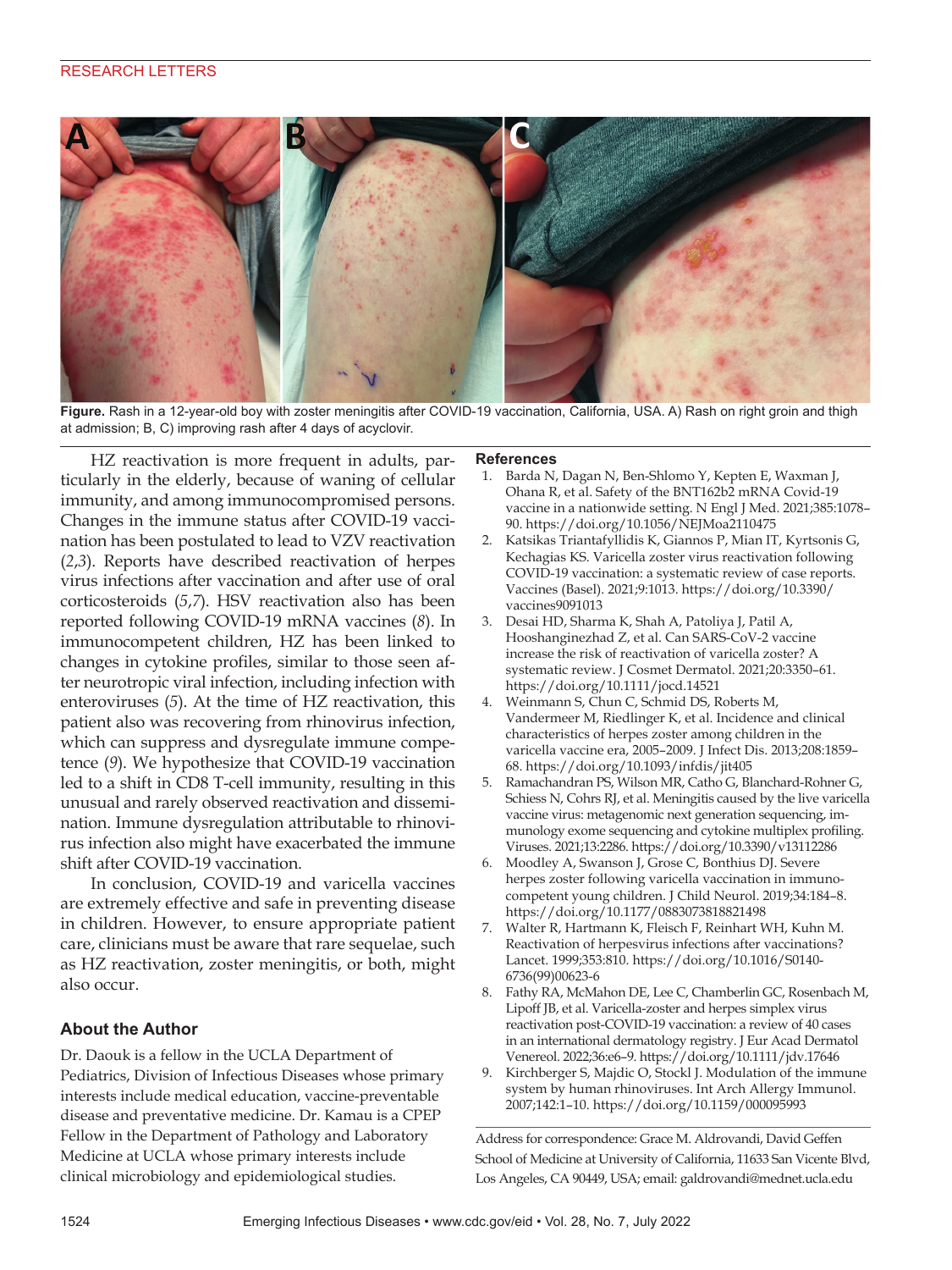**Figure.** Rash in a 12-year-old boy with zoster meningitis after COVID-19 vaccination, California, USA. A) Rash on right groin and thigh at admission; B, C) improving rash after 4 days of acyclovir.

HZ reactivation is more frequent in adults, particularly in the elderly, because of waning of cellular immunity, and among immunocompromised persons. Changes in the immune status after COVID-19 vaccination has been postulated to lead to VZV reactivation (*2*,*3*). Reports have described reactivation of herpes virus infections after vaccination and after use of oral corticosteroids (*5*,*7*). HSV reactivation also has been reported following COVID-19 mRNA vaccines (*8*). In immunocompetent children, HZ has been linked to changes in cytokine profiles, similar to those seen after neurotropic viral infection, including infection with enteroviruses (*5*). At the time of HZ reactivation, this patient also was recovering from rhinovirus infection, which can suppress and dysregulate immune competence (*9*). We hypothesize that COVID-19 vaccination led to a shift in CD8 T-cell immunity, resulting in this unusual and rarely observed reactivation and dissemination. Immune dysregulation attributable to rhinovirus infection also might have exacerbated the immune shift after COVID-19 vaccination.

In conclusion, COVID-19 and varicella vaccines are extremely effective and safe in preventing disease in children. However, to ensure appropriate patient care, clinicians must be aware that rare sequelae, such as HZ reactivation, zoster meningitis, or both, might also occur.

## About the Author

Dr. Daouk is a fellow in the UCLA Department of Pediatrics, Division of Infectious Diseases whose primary interests include medical education, vaccine-preventable disease and preventative medicine. Dr. Kamau is a CPEP Fellow in the Department of Pathology and Laboratory Medicine at UCLA whose primary interests include clinical microbiology and epidemiological studies.

## References

1. Barda N, Dagan N, Ben-Shlomo Y, Kepten E, Waxman J, Ohana R, et al. Safety of the BNT162b2 mRNA Covid-19 vaccine in a nationwide setting. N Engl J Med. 2021;385:1078–90. https://doi.org/10.1056/NEJMoa2110475
2. Katsikas Triantafyllidis K, Giannos P, Mian IT, Kyrtsonis G, Kechagias KS. Varicella zoster virus reactivation following COVID-19 vaccination: a systematic review of case reports. Vaccines (Basel). 2021;9:1013. https://doi.org/10.3390/vaccines9091013
3. Desai HD, Sharma K, Shah A, Patoliya J, Patil A, Hooshanginezhad Z, et al. Can SARS-CoV-2 vaccine increase the risk of reactivation of varicella zoster? A systematic review. J Cosmet Dermatol. 2021;20:3350–61. https://doi.org/10.1111/jocd.14521
4. Weinmann S, Chun C, Schmid DS, Roberts M, Vandermeer M, Riedlinger K, et al. Incidence and clinical characteristics of herpes zoster among children in the varicella vaccine era, 2005–2009. J Infect Dis. 2013;208:1859–68. https://doi.org/10.1093/infdis/jit405
5. Ramachandran PS, Wilson MR, Catho G, Blanchard-Rohner G, Schiess N, Cohrs RJ, et al. Meningitis caused by the live varicella vaccine virus: metagenomic next generation sequencing, immunology exome sequencing and cytokine multiplex profiling. Viruses. 2021;13:2286. https://doi.org/10.3390/v13112286
6. Moodley A, Swanson J, Grose C, Bonthius DJ. Severe herpes zoster following varicella vaccination in immunocompetent young children. J Child Neurol. 2019;34:184–8. https://doi.org/10.1177/0883073818821498
7. Walter R, Hartmann K, Fleisch F, Reinhart WH, Kuhn M. Reactivation of herpesvirus infections after vaccinations? Lancet. 1999;353:810. https://doi.org/10.1016/S0140-6736(99)00623-6
8. Fathy RA, McMahon DE, Lee C, Chamberlin GC, Rosenbach M, Lipoff JB, et al. Varicella-zoster and herpes simplex virus reactivation post-COVID-19 vaccination: a review of 40 cases in an international dermatology registry. J Eur Acad Dermatol Venereol. 2022;36:e6–9. https://doi.org/10.1111/jdv.17646
9. Kirchberger S, Majdic O, Stockl J. Modulation of the immune system by human rhinoviruses. Int Arch Allergy Immunol. 2007;142:1–10. https://doi.org/10.1159/000095993

Address for correspondence: Grace M. Aldrovandi, David Geffen School of Medicine at University of California, 11633 San Vicente Blvd, Los Angeles, CA 90449, USA; email: galdrovandi@mednet.ucla.edu